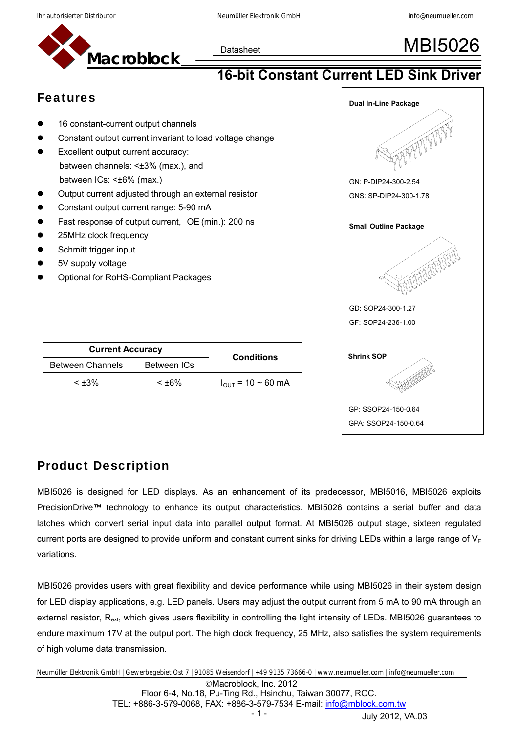# MBI5026

Datasheet

## 16-bit Constant Current LED Sink Driver

## Features

- 16 constant-current output channels
- Constant output current invariant to load voltage change
- Excellent output current accuracy:
  between channels: <±3% (max.), and
  between ICs: <±6% (max.)
- Output current adjusted through an external resistor
- Constant output current range: 5-90 mA
- Fast response of output current, $\overline{OE}$ (min.): 200 ns
- 25MHz clock frequency
- Schmitt trigger input
- 5V supply voltage
- Optional for RoHS-Compliant Packages

| Current Accuracy | | Conditions |
|---|---|---|
| Between Channels | Between ICs | |
| < ±3% | < ±6% | $I_{OUT}$ = 10 ~ 60 mA |

**Dual In-Line Package**

GN: P-DIP24-300-2.54

GNS: SP-DIP24-300-1.78

**Small Outline Package**

GD: SOP24-300-1.27

GF: SOP24-236-1.00

**Shrink SOP**

GP: SSOP24-150-0.64

GPA: SSOP24-150-0.64

## Product Description

MBI5026 is designed for LED displays. As an enhancement of its predecessor, MBI5016, MBI5026 exploits PrecisionDrive™ technology to enhance its output characteristics. MBI5026 contains a serial buffer and data latches which convert serial input data into parallel output format. At MBI5026 output stage, sixteen regulated current ports are designed to provide uniform and constant current sinks for driving LEDs within a large range of $V_F$ variations.

MBI5026 provides users with great flexibility and device performance while using MBI5026 in their system design for LED display applications, e.g. LED panels. Users may adjust the output current from 5 mA to 90 mA through an external resistor, $R_{ext}$, which gives users flexibility in controlling the light intensity of LEDs. MBI5026 guarantees to endure maximum 17V at the output port. The high clock frequency, 25 MHz, also satisfies the system requirements of high volume data transmission.

©Macroblock, Inc. 2012

Floor 6-4, No.18, Pu-Ting Rd., Hsinchu, Taiwan 30077, ROC.

TEL: +886-3-579-0068, FAX: +886-3-579-7534 E-mail: info@mblock.com.tw

July 2012, VA.03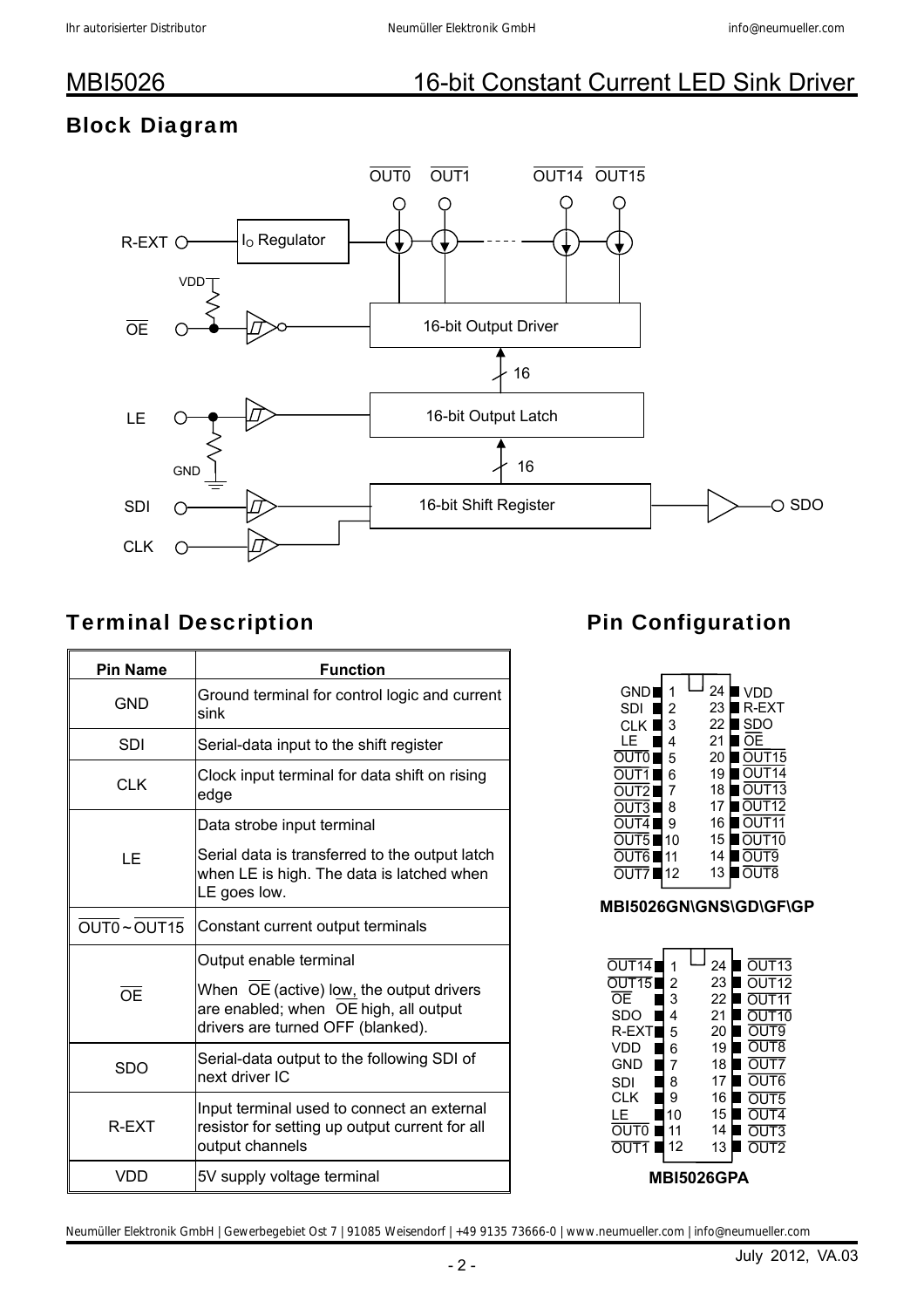# MBI5026 16-bit Constant Current LED Sink Driver

## Block Diagram

## Terminal Description

| Pin Name | Function |
|---|---|
| GND | Ground terminal for control logic and current sink |
| SDI | Serial-data input to the shift register |
| CLK | Clock input terminal for data shift on rising edge |
| LE | Data strobe input terminal<br>Serial data is transferred to the output latch when LE is high. The data is latched when LE goes low. |
| $\overline{OUT0}$ ~ $\overline{OUT15}$ | Constant current output terminals |
| $\overline{OE}$ | Output enable terminal<br>When $\overline{OE}$ (active) low, the output drivers are enabled; when $\overline{OE}$ high, all output drivers are turned OFF (blanked). |
| SDO | Serial-data output to the following SDI of next driver IC |
| R-EXT | Input terminal used to connect an external resistor for setting up output current for all output channels |
| VDD | 5V supply voltage terminal |

## Pin Configuration

| Pin Name | Pin | Pin | Pin Name |
|---|---|---|---|
| GND | 1 | 24 | VDD |
| SDI | 2 | 23 | R-EXT |
| CLK | 3 | 22 | SDO |
| LE | 4 | 21 | $\overline{OE}$ |
| $\overline{OUT0}$ | 5 | 20 | $\overline{OUT15}$ |
| $\overline{OUT1}$ | 6 | 19 | $\overline{OUT14}$ |
| $\overline{OUT2}$ | 7 | 18 | $\overline{OUT13}$ |
| $\overline{OUT3}$ | 8 | 17 | $\overline{OUT12}$ |
| $\overline{OUT4}$ | 9 | 16 | $\overline{OUT11}$ |
| $\overline{OUT5}$ | 10 | 15 | $\overline{OUT10}$ |
| $\overline{OUT6}$ | 11 | 14 | $\overline{OUT9}$ |
| $\overline{OUT7}$ | 12 | 13 | $\overline{OUT8}$ |

**MBI5026GN\GNS\GD\GF\GP**

| Pin Name | Pin | Pin | Pin Name |
|---|---|---|---|
| $\overline{OUT14}$ | 1 | 24 | $\overline{OUT13}$ |
| $\overline{OUT15}$ | 2 | 23 | $\overline{OUT12}$ |
| $\overline{OE}$ | 3 | 22 | $\overline{OUT11}$ |
| SDO | 4 | 21 | $\overline{OUT10}$ |
| R-EXT | 5 | 20 | $\overline{OUT9}$ |
| VDD | 6 | 19 | $\overline{OUT8}$ |
| GND | 7 | 18 | $\overline{OUT7}$ |
| SDI | 8 | 17 | $\overline{OUT6}$ |
| CLK | 9 | 16 | $\overline{OUT5}$ |
| LE | 10 | 15 | $\overline{OUT4}$ |
| $\overline{OUT0}$ | 11 | 14 | $\overline{OUT3}$ |
| $\overline{OUT1}$ | 12 | 13 | $\overline{OUT2}$ |

**MBI5026GPA**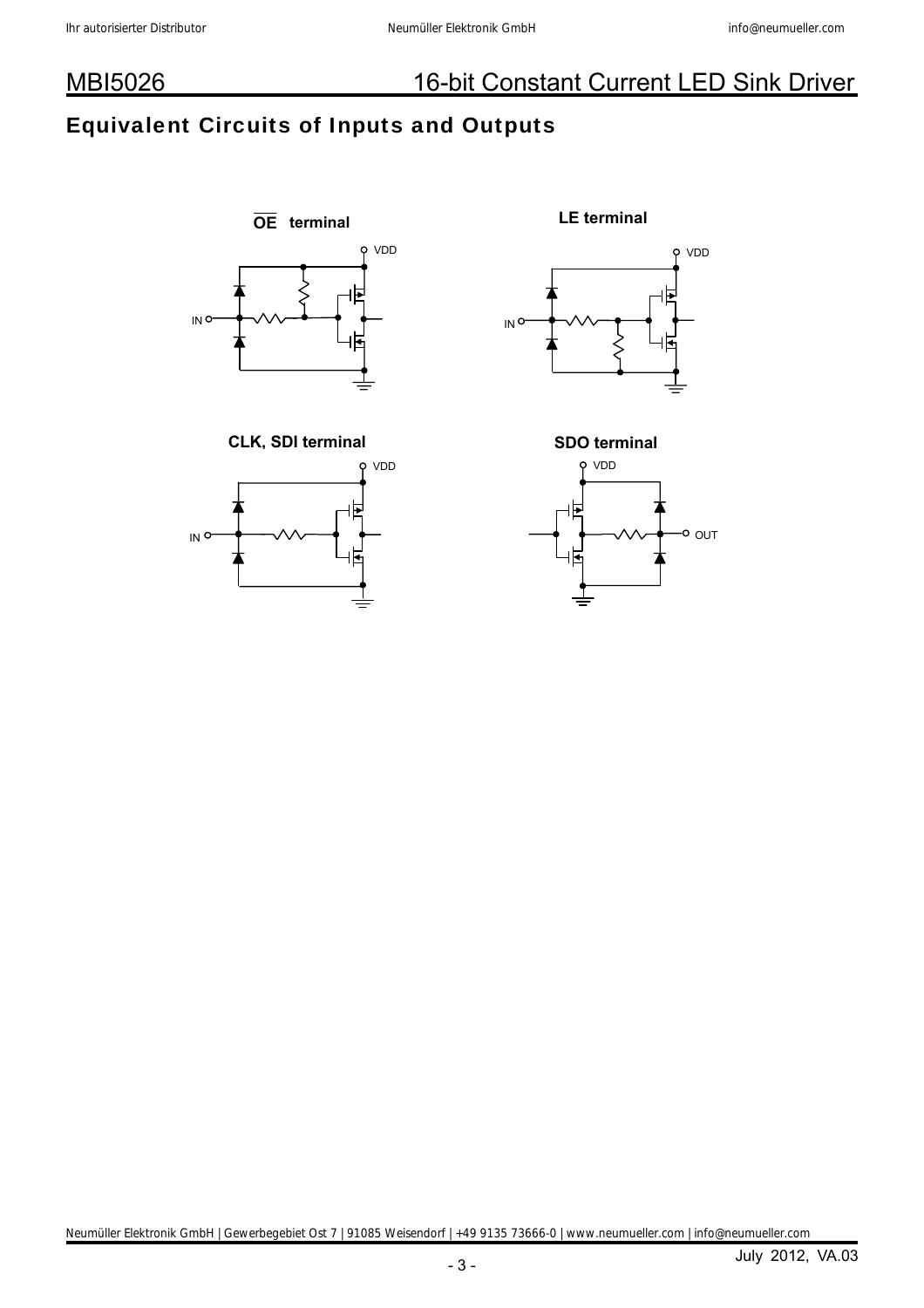## Equivalent Circuits of Inputs and Outputs

$\overline{OE}$ terminal

LE terminal

CLK, SDI terminal

SDO terminal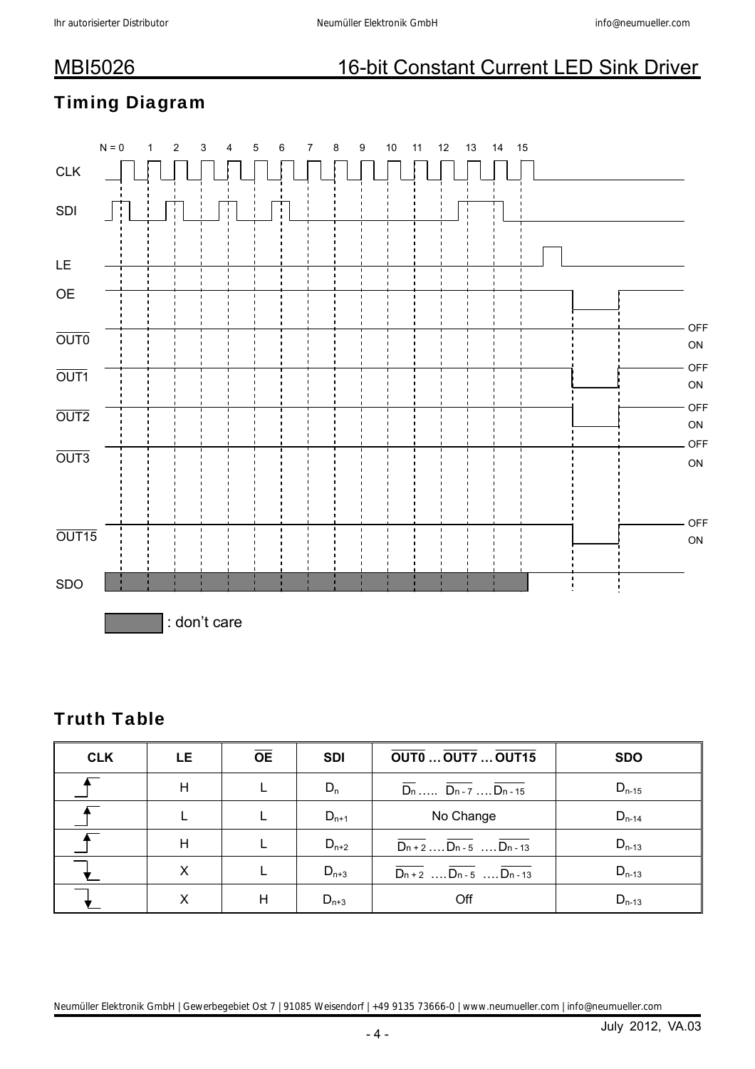# MBI5026 16-bit Constant Current LED Sink Driver

## Timing Diagram

N = 0 1 2 3 4 5 6 7 8 9 10 11 12 13 14 15

CLK

SDI

LE

OE

$\overline{OUT0}$ OFF ON

$\overline{OUT1}$ OFF ON

$\overline{OUT2}$ OFF ON

$\overline{OUT3}$ OFF ON

$\overline{OUT15}$ OFF ON

SDO

: don't care

## Truth Table

| CLK | LE | $\overline{OE}$ | SDI | $\overline{OUT0}$ … $\overline{OUT7}$ … $\overline{OUT15}$ | SDO |
|---|---|---|---|---|---|
| ↑ (rising edge) | H | L | $D_n$ | $\overline{D_n}$ ….. $\overline{D_{n-7}}$ …. $\overline{D_{n-15}}$ | $D_{n-15}$ |
| ↑ (rising edge) | L | L | $D_{n+1}$ | No Change | $D_{n-14}$ |
| ↑ (rising edge) | H | L | $D_{n+2}$ | $\overline{D_{n+2}}$ …. $\overline{D_{n-5}}$ …. $\overline{D_{n-13}}$ | $D_{n-13}$ |
| ↓ (falling edge) | X | L | $D_{n+3}$ | $\overline{D_{n+2}}$ …. $\overline{D_{n-5}}$ …. $\overline{D_{n-13}}$ | $D_{n-13}$ |
| ↓ (falling edge) | X | H | $D_{n+3}$ | Off | $D_{n-13}$ |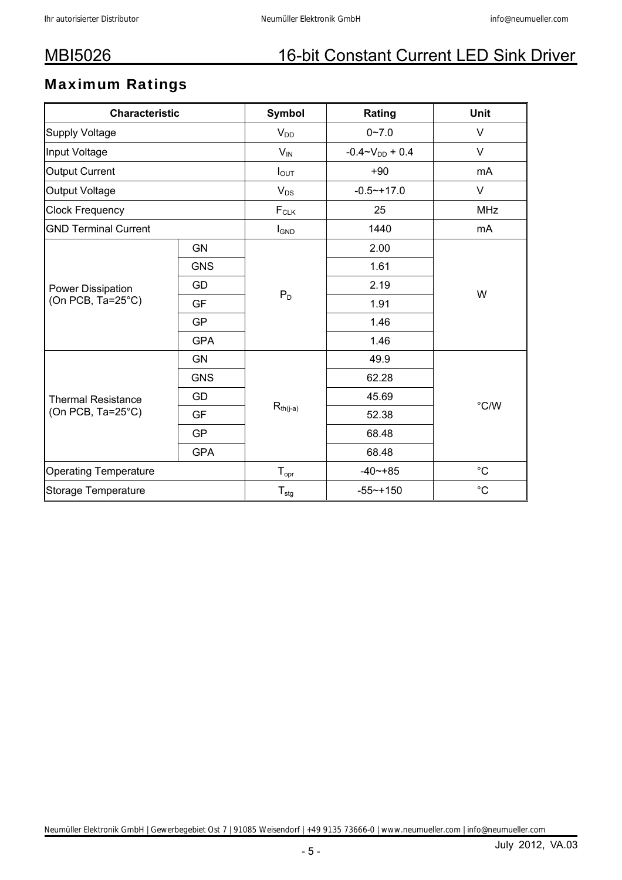## Maximum Ratings

| Characteristic | | Symbol | Rating | Unit |
|---|---|---|---|---|
| Supply Voltage | | $V_{DD}$ | 0~7.0 | V |
| Input Voltage | | $V_{IN}$ | -0.4~$V_{DD}$ + 0.4 | V |
| Output Current | | $I_{OUT}$ | +90 | mA |
| Output Voltage | | $V_{DS}$ | -0.5~+17.0 | V |
| Clock Frequency | | $F_{CLK}$ | 25 | MHz |
| GND Terminal Current | | $I_{GND}$ | 1440 | mA |
| Power Dissipation (On PCB, Ta=25°C) | GN | $P_D$ | 2.00 | W |
| | GNS | | 1.61 | |
| | GD | | 2.19 | |
| | GF | | 1.91 | |
| | GP | | 1.46 | |
| | GPA | | 1.46 | |
| Thermal Resistance (On PCB, Ta=25°C) | GN | $R_{th(j-a)}$ | 49.9 | °C/W |
| | GNS | | 62.28 | |
| | GD | | 45.69 | |
| | GF | | 52.38 | |
| | GP | | 68.48 | |
| | GPA | | 68.48 | |
| Operating Temperature | | $T_{opr}$ | -40~+85 | °C |
| Storage Temperature | | $T_{stg}$ | -55~+150 | °C |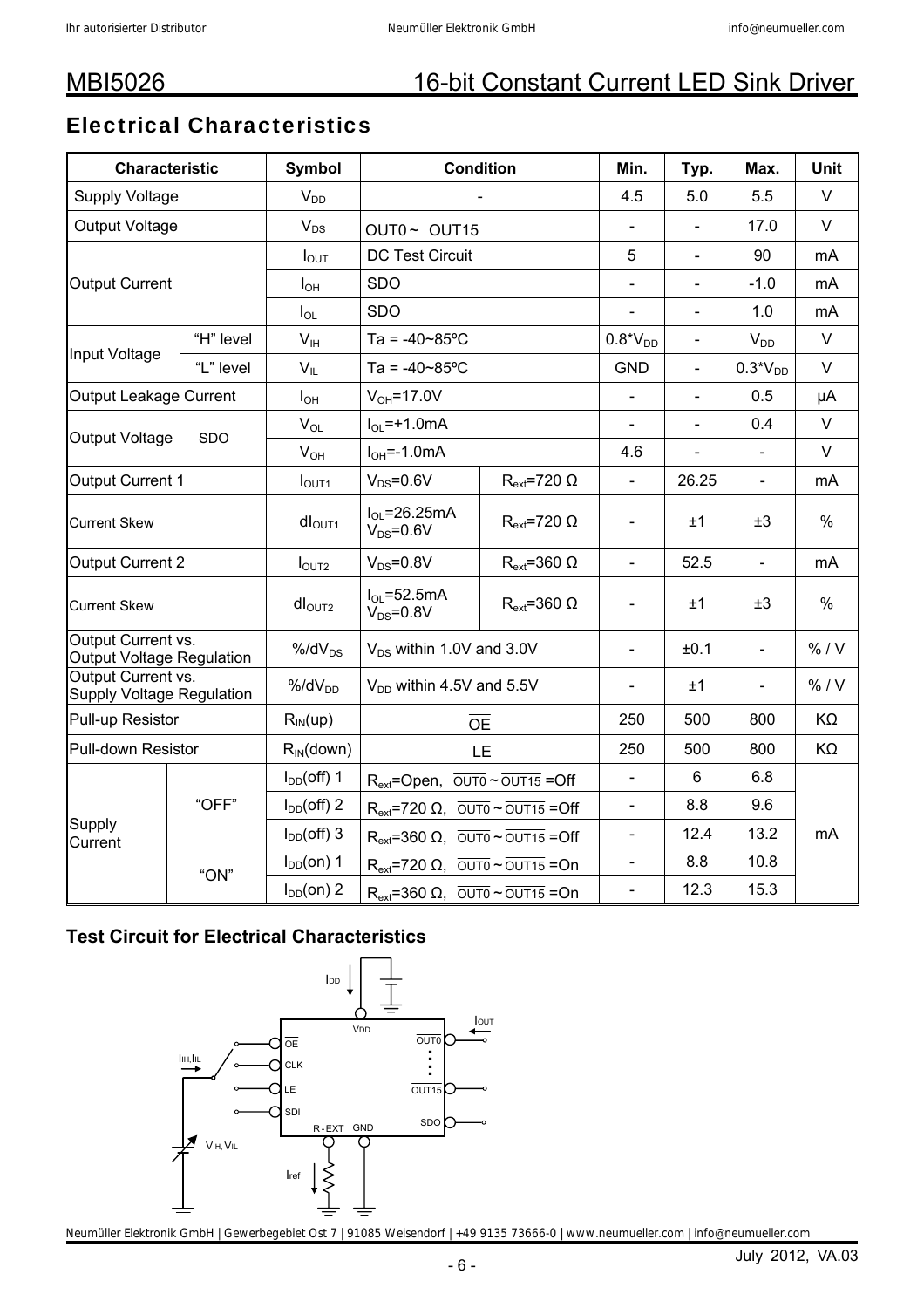## MBI5026 16-bit Constant Current LED Sink Driver

## Electrical Characteristics

| Characteristic | | Symbol | Condition | | Min. | Typ. | Max. | Unit |
|---|---|---|---|---|---|---|---|---|
| Supply Voltage | | $V_{DD}$ | - | | 4.5 | 5.0 | 5.5 | V |
| Output Voltage | | $V_{DS}$ | $\overline{OUT0}$ ~ $\overline{OUT15}$ | | - | - | 17.0 | V |
| Output Current | | $I_{OUT}$ | DC Test Circuit | | 5 | - | 90 | mA |
| | | $I_{OH}$ | SDO | | - | - | -1.0 | mA |
| | | $I_{OL}$ | SDO | | - | - | 1.0 | mA |
| Input Voltage | "H" level | $V_{IH}$ | Ta = -40~85ºC | | $0.8^*V_{DD}$ | - | $V_{DD}$ | V |
| | "L" level | $V_{IL}$ | Ta = -40~85ºC | | GND | - | $0.3^*V_{DD}$ | V |
| Output Leakage Current | | $I_{OH}$ | $V_{OH}$=17.0V | | - | - | 0.5 | μA |
| Output Voltage | SDO | $V_{OL}$ | $I_{OL}$=+1.0mA | | - | - | 0.4 | V |
| | | $V_{OH}$ | $I_{OH}$=-1.0mA | | 4.6 | - | - | V |
| Output Current 1 | | $I_{OUT1}$ | $V_{DS}$=0.6V | $R_{ext}$=720 Ω | - | 26.25 | - | mA |
| Current Skew | | $dI_{OUT1}$ | $I_{OL}$=26.25mA $V_{DS}$=0.6V | $R_{ext}$=720 Ω | - | ±1 | ±3 | % |
| Output Current 2 | | $I_{OUT2}$ | $V_{DS}$=0.8V | $R_{ext}$=360 Ω | - | 52.5 | - | mA |
| Current Skew | | $dI_{OUT2}$ | $I_{OL}$=52.5mA $V_{DS}$=0.8V | $R_{ext}$=360 Ω | - | ±1 | ±3 | % |
| Output Current vs. Output Voltage Regulation | | $\%/dV_{DS}$ | $V_{DS}$ within 1.0V and 3.0V | | - | ±0.1 | - | % / V |
| Output Current vs. Supply Voltage Regulation | | $\%/dV_{DD}$ | $V_{DD}$ within 4.5V and 5.5V | | - | ±1 | - | % / V |
| Pull-up Resistor | | $R_{IN}(up)$ | $\overline{OE}$ | | 250 | 500 | 800 | KΩ |
| Pull-down Resistor | | $R_{IN}(down)$ | LE | | 250 | 500 | 800 | KΩ |
| Supply Current | "OFF" | $I_{DD}(off)$ 1 | $R_{ext}$=Open, $\overline{OUT0}$ ~ $\overline{OUT15}$ =Off | | - | 6 | 6.8 | mA |
| | | $I_{DD}(off)$ 2 | $R_{ext}$=720 Ω, $\overline{OUT0}$ ~ $\overline{OUT15}$ =Off | | - | 8.8 | 9.6 | mA |
| | | $I_{DD}(off)$ 3 | $R_{ext}$=360 Ω, $\overline{OUT0}$ ~ $\overline{OUT15}$ =Off | | - | 12.4 | 13.2 | mA |
| | "ON" | $I_{DD}(on)$ 1 | $R_{ext}$=720 Ω, $\overline{OUT0}$ ~ $\overline{OUT15}$ =On | | - | 8.8 | 10.8 | mA |
| | | $I_{DD}(on)$ 2 | $R_{ext}$=360 Ω, $\overline{OUT0}$ ~ $\overline{OUT15}$ =On | | - | 12.3 | 15.3 | mA |

### Test Circuit for Electrical Characteristics

$I_{DD}$, $V_{DD}$, $\overline{OE}$, CLK, LE, SDI, R-EXT, GND, $\overline{OUT0}$ … $\overline{OUT15}$, SDO, $I_{OUT}$, $I_{IH}$,$I_{IL}$, $V_{IH}$,$V_{IL}$, $I_{ref}$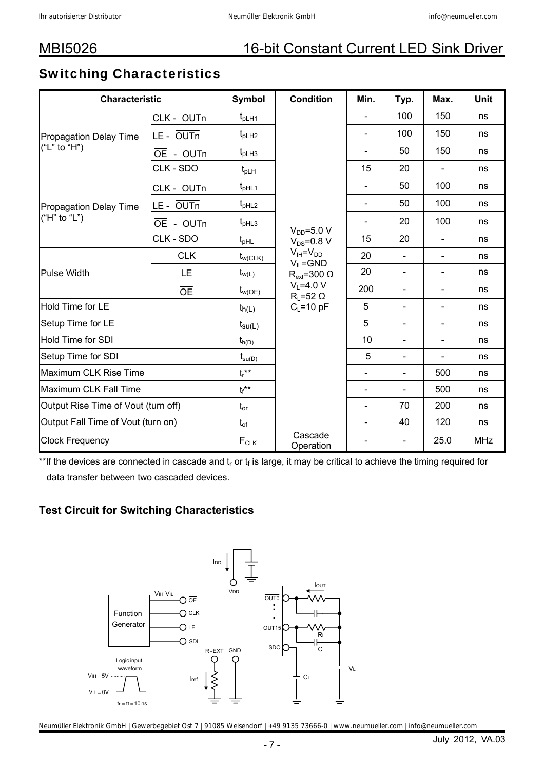# MBI5026 16-bit Constant Current LED Sink Driver

## Switching Characteristics

| Characteristic | | Symbol | Condition | Min. | Typ. | Max. | Unit |
|---|---|---|---|---|---|---|---|
| Propagation Delay Time ("L" to "H") | CLK - $\overline{OUTn}$ | $t_{pLH1}$ | $V_{DD}$=5.0 V<br>$V_{DS}$=0.8 V<br>$V_{IH}$=$V_{DD}$<br>$V_{IL}$=GND<br>$R_{ext}$=300 Ω<br>$V_L$=4.0 V<br>$R_L$=52 Ω<br>$C_L$=10 pF | - | 100 | 150 | ns |
| | LE - $\overline{OUTn}$ | $t_{pLH2}$ | | - | 100 | 150 | ns |
| | $\overline{OE}$ - $\overline{OUTn}$ | $t_{pLH3}$ | | - | 50 | 150 | ns |
| | CLK - SDO | $t_{pLH}$ | | 15 | 20 | - | ns |
| Propagation Delay Time ("H" to "L") | CLK - $\overline{OUTn}$ | $t_{pHL1}$ | | - | 50 | 100 | ns |
| | LE - $\overline{OUTn}$ | $t_{pHL2}$ | | - | 50 | 100 | ns |
| | $\overline{OE}$ - $\overline{OUTn}$ | $t_{pHL3}$ | | - | 20 | 100 | ns |
| | CLK - SDO | $t_{pHL}$ | | 15 | 20 | - | ns |
| Pulse Width | CLK | $t_{w(CLK)}$ | | 20 | - | - | ns |
| | LE | $t_{w(L)}$ | | 20 | - | - | ns |
| | $\overline{OE}$ | $t_{w(OE)}$ | | 200 | - | - | ns |
| Hold Time for LE | | $t_{h(L)}$ | | 5 | - | - | ns |
| Setup Time for LE | | $t_{su(L)}$ | | 5 | - | - | ns |
| Hold Time for SDI | | $t_{h(D)}$ | | 10 | - | - | ns |
| Setup Time for SDI | | $t_{su(D)}$ | | 5 | - | - | ns |
| Maximum CLK Rise Time | | $t_r$** | | - | - | 500 | ns |
| Maximum CLK Fall Time | | $t_f$** | | - | - | 500 | ns |
| Output Rise Time of Vout (turn off) | | $t_{or}$ | | - | 70 | 200 | ns |
| Output Fall Time of Vout (turn on) | | $t_{of}$ | | - | 40 | 120 | ns |
| Clock Frequency | | $F_{CLK}$ | Cascade Operation | - | - | 25.0 | MHz |

**If the devices are connected in cascade and $t_r$ or $t_f$ is large, it may be critical to achieve the timing required for data transfer between two cascaded devices.

### Test Circuit for Switching Characteristics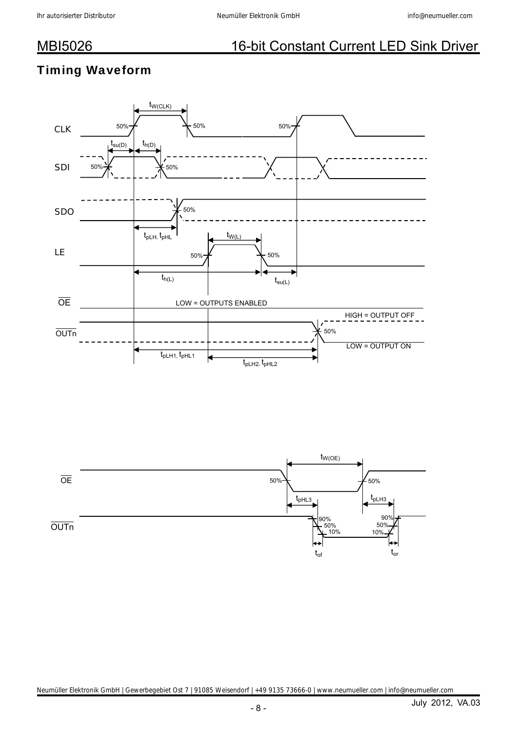# MBI5026 16-bit Constant Current LED Sink Driver

## Timing Waveform

CLK

$t_{W(CLK)}$

50% 50% 50%

SDI

$t_{su(D)}$ $t_{h(D)}$

50% 50%

SDO

50%

$t_{pLH}$, $t_{pHL}$

LE

$t_{W(L)}$

50% 50%

$t_{h(L)}$ $t_{su(L)}$

$\overline{OE}$

LOW = OUTPUTS ENABLED

HIGH = OUTPUT OFF

$\overline{OUTn}$

50%

LOW = OUTPUT ON

$t_{pLH1}$, $t_{pHL1}$ $t_{pLH2}$, $t_{pHL2}$

$\overline{OE}$

$t_{W(OE)}$

50% 50%

$t_{pHL3}$ $t_{pLH3}$

$\overline{OUTn}$

90% 50% 10% 90% 50% 10%

$t_{of}$ $t_{or}$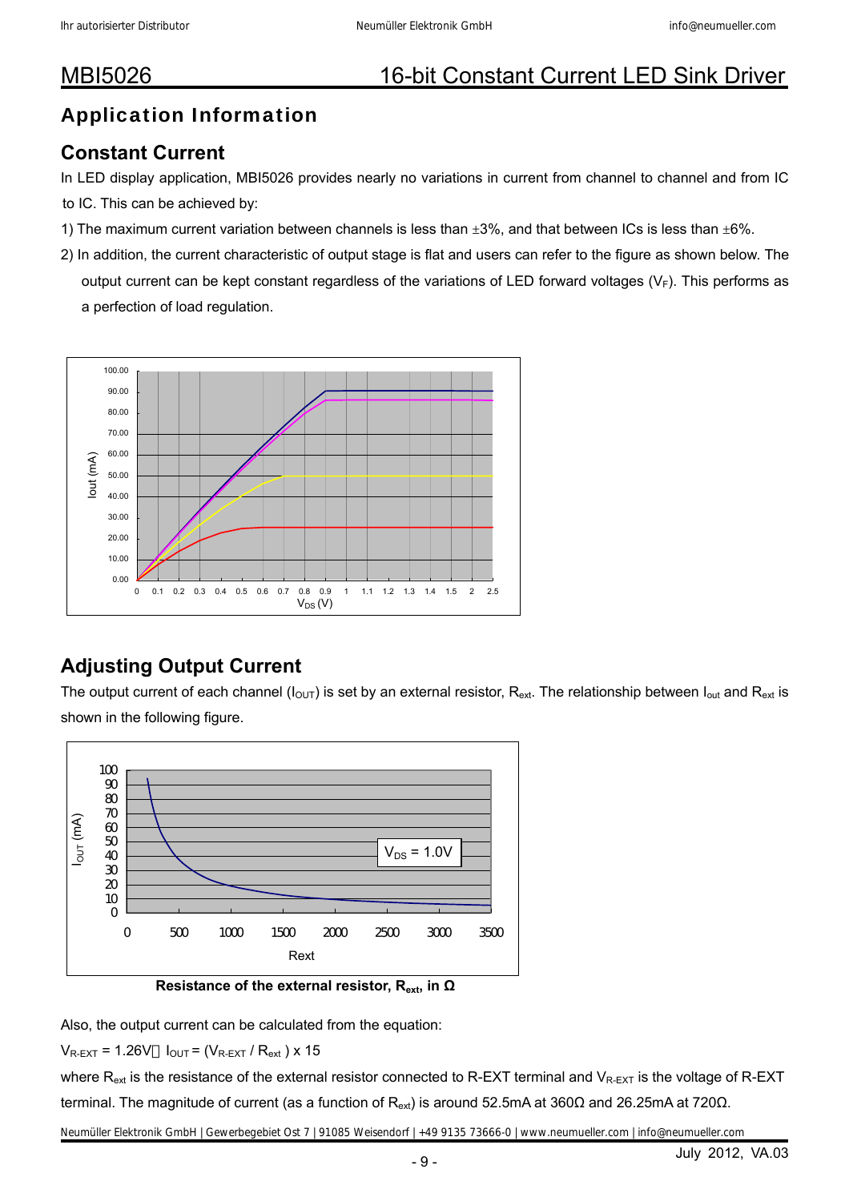# MBI5026 16-bit Constant Current LED Sink Driver

## Application Information

### Constant Current

In LED display application, MBI5026 provides nearly no variations in current from channel to channel and from IC to IC. This can be achieved by:

1) The maximum current variation between channels is less than ±3%, and that between ICs is less than ±6%.
2) In addition, the current characteristic of output stage is flat and users can refer to the figure as shown below. The output current can be kept constant regardless of the variations of LED forward voltages ($V_F$). This performs as a perfection of load regulation.

### Adjusting Output Current

The output current of each channel ($I_{OUT}$) is set by an external resistor, $R_{ext}$. The relationship between $I_{out}$ and $R_{ext}$ is shown in the following figure.

**Resistance of the external resistor, $R_{ext}$, in Ω**

Also, the output current can be calculated from the equation:

$V_{R\text{-}EXT} = 1.26V$； $I_{OUT} = (V_{R\text{-}EXT} / R_{ext}) \times 15$

where $R_{ext}$ is the resistance of the external resistor connected to R-EXT terminal and $V_{R\text{-}EXT}$ is the voltage of R-EXT terminal. The magnitude of current (as a function of $R_{ext}$) is around 52.5mA at 360Ω and 26.25mA at 720Ω.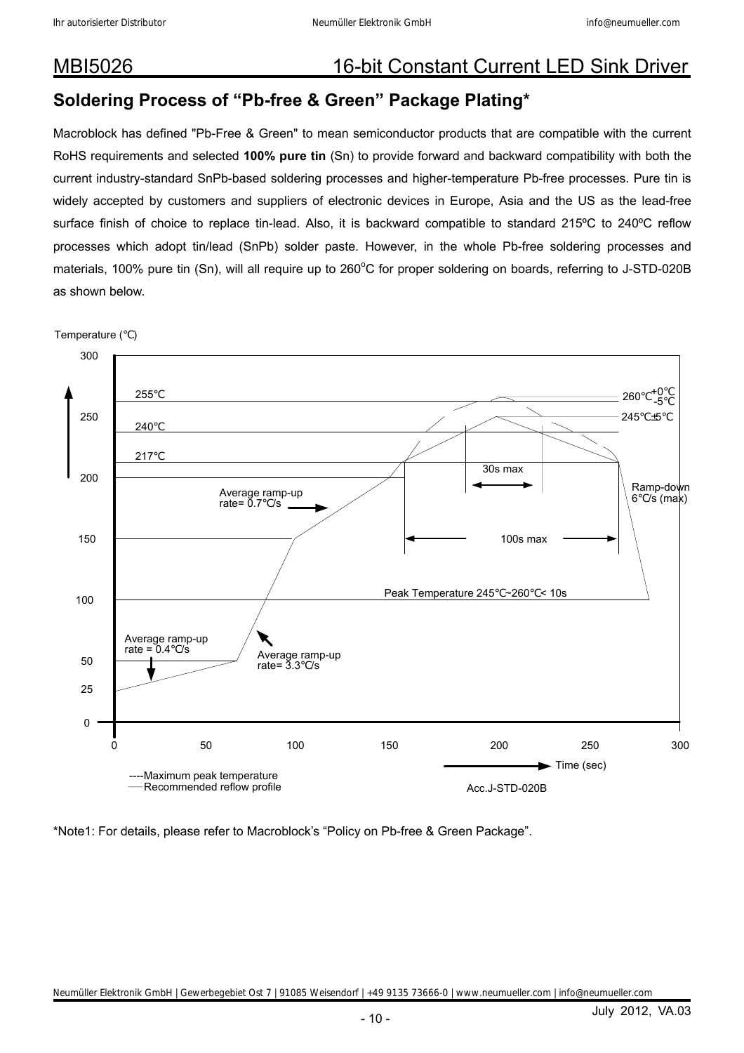# MBI5026 16-bit Constant Current LED Sink Driver

## Soldering Process of "Pb-free & Green" Package Plating*

Macroblock has defined "Pb-Free & Green" to mean semiconductor products that are compatible with the current RoHS requirements and selected **100% pure tin** (Sn) to provide forward and backward compatibility with both the current industry-standard SnPb-based soldering processes and higher-temperature Pb-free processes. Pure tin is widely accepted by customers and suppliers of electronic devices in Europe, Asia and the US as the lead-free surface finish of choice to replace tin-lead. Also, it is backward compatible to standard 215ºC to 240ºC reflow processes which adopt tin/lead (SnPb) solder paste. However, in the whole Pb-free soldering processes and materials, 100% pure tin (Sn), will all require up to 260°C for proper soldering on boards, referring to J-STD-020B as shown below.

Temperature (℃)

300, 250, 200, 150, 100, 50, 25, 0

255℃ — 260℃ +0℃/-5℃

240℃ — 245℃±5℃

217℃

30s max

100s max

Ramp-down 6℃/s (max)

Average ramp-up rate= 0.7℃/s

Peak Temperature 245℃~260℃< 10s

Average ramp-up rate = 0.4℃/s

Average ramp-up rate= 3.3℃/s

0, 50, 100, 150, 200, 250, 300

Time (sec)

----Maximum peak temperature
——Recommended reflow profile

Acc.J-STD-020B

*Note1: For details, please refer to Macroblock's "Policy on Pb-free & Green Package".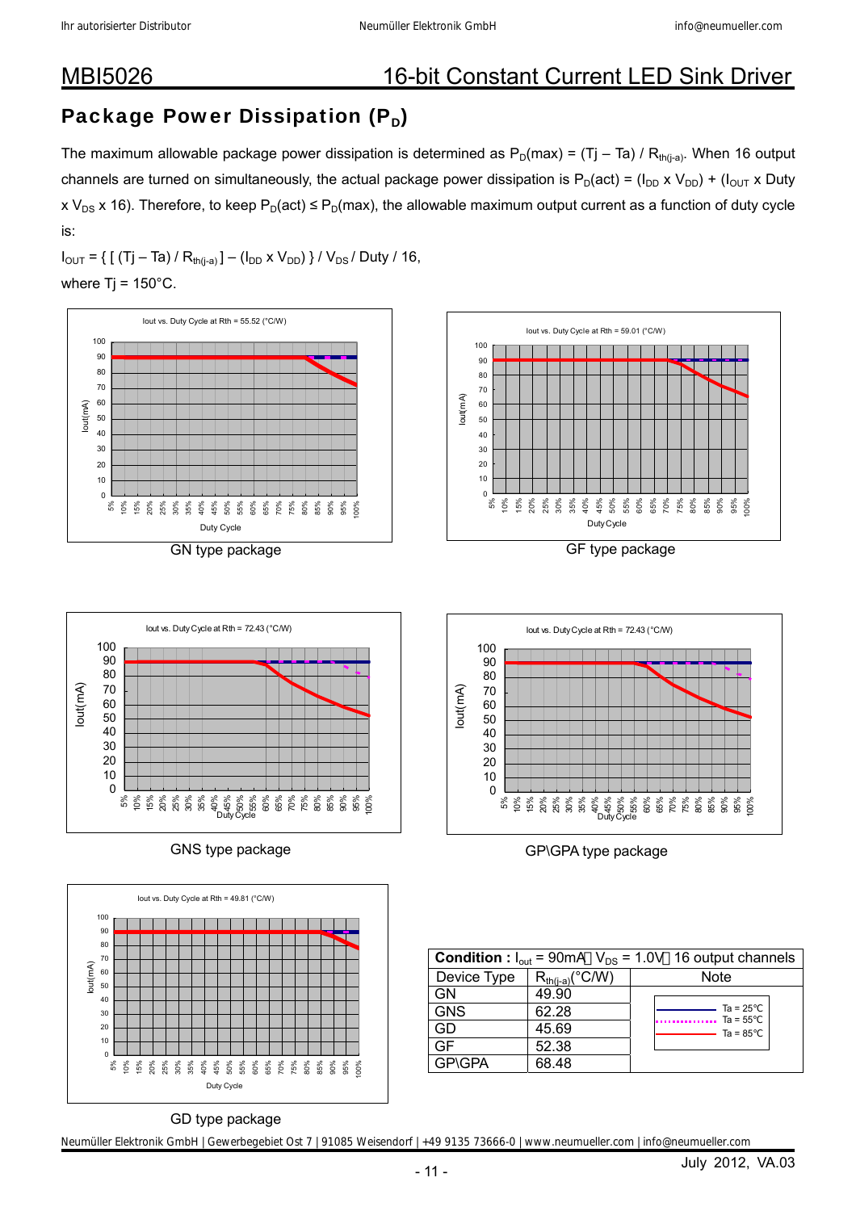# MBI5026 16-bit Constant Current LED Sink Driver

## Package Power Dissipation ($P_D$)

The maximum allowable package power dissipation is determined as $P_D(max) = (Tj – Ta) / R_{th(j-a)}$. When 16 output channels are turned on simultaneously, the actual package power dissipation is $P_D(act) = (I_{DD} \times V_{DD}) + (I_{OUT} \times Duty \times V_{DS} \times 16)$. Therefore, to keep $P_D(act) \le P_D(max)$, the allowable maximum output current as a function of duty cycle is:

$I_{OUT} = \{ [ (Tj – Ta) / R_{th(j-a)} ] – (I_{DD} \times V_{DD}) \} / V_{DS} / Duty / 16$,

where Tj = 150°C.

Iout vs. Duty Cycle at Rth = 55.52 (°C/W)

GN type package

Iout vs. Duty Cycle at Rth = 59.01 (°C/W)

GF type package

Iout vs. Duty Cycle at Rth = 72.43 (°C/W)

GNS type package

Iout vs. Duty Cycle at Rth = 72.43 (°C/W)

GP\GPA type package

Iout vs. Duty Cycle at Rth = 49.81 (°C/W)

GD type package

| Condition : $I_{out}$ = 90mA, $V_{DS}$ = 1.0V, 16 output channels | | |
|---|---|---|
| Device Type | $R_{th(j-a)}$(°C/W) | Note |
| GN | 49.90 | Ta = 25°C<br>Ta = 55°C<br>Ta = 85°C |
| GNS | 62.28 | |
| GD | 45.69 | |
| GF | 52.38 | |
| GP\GPA | 68.48 | |

July 2012, VA.03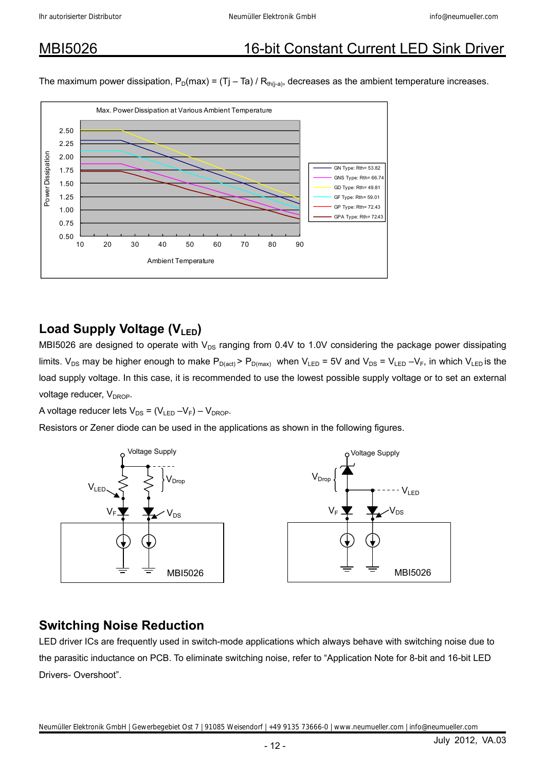The maximum power dissipation, $P_D(max) = (Tj – Ta) / R_{th(j-a)}$, decreases as the ambient temperature increases.

## Load Supply Voltage ($V_{LED}$)

MBI5026 are designed to operate with $V_{DS}$ ranging from 0.4V to 1.0V considering the package power dissipating limits. $V_{DS}$ may be higher enough to make $P_{D(act)} > P_{D(max)}$ when $V_{LED}$ = 5V and $V_{DS} = V_{LED} – V_F$, in which $V_{LED}$ is the load supply voltage. In this case, it is recommended to use the lowest possible supply voltage or to set an external voltage reducer, $V_{DROP}$.

A voltage reducer lets $V_{DS} = (V_{LED} – V_F) – V_{DROP}$.

Resistors or Zener diode can be used in the applications as shown in the following figures.

## Switching Noise Reduction

LED driver ICs are frequently used in switch-mode applications which always behave with switching noise due to the parasitic inductance on PCB. To eliminate switching noise, refer to “Application Note for 8-bit and 16-bit LED Drivers- Overshoot”.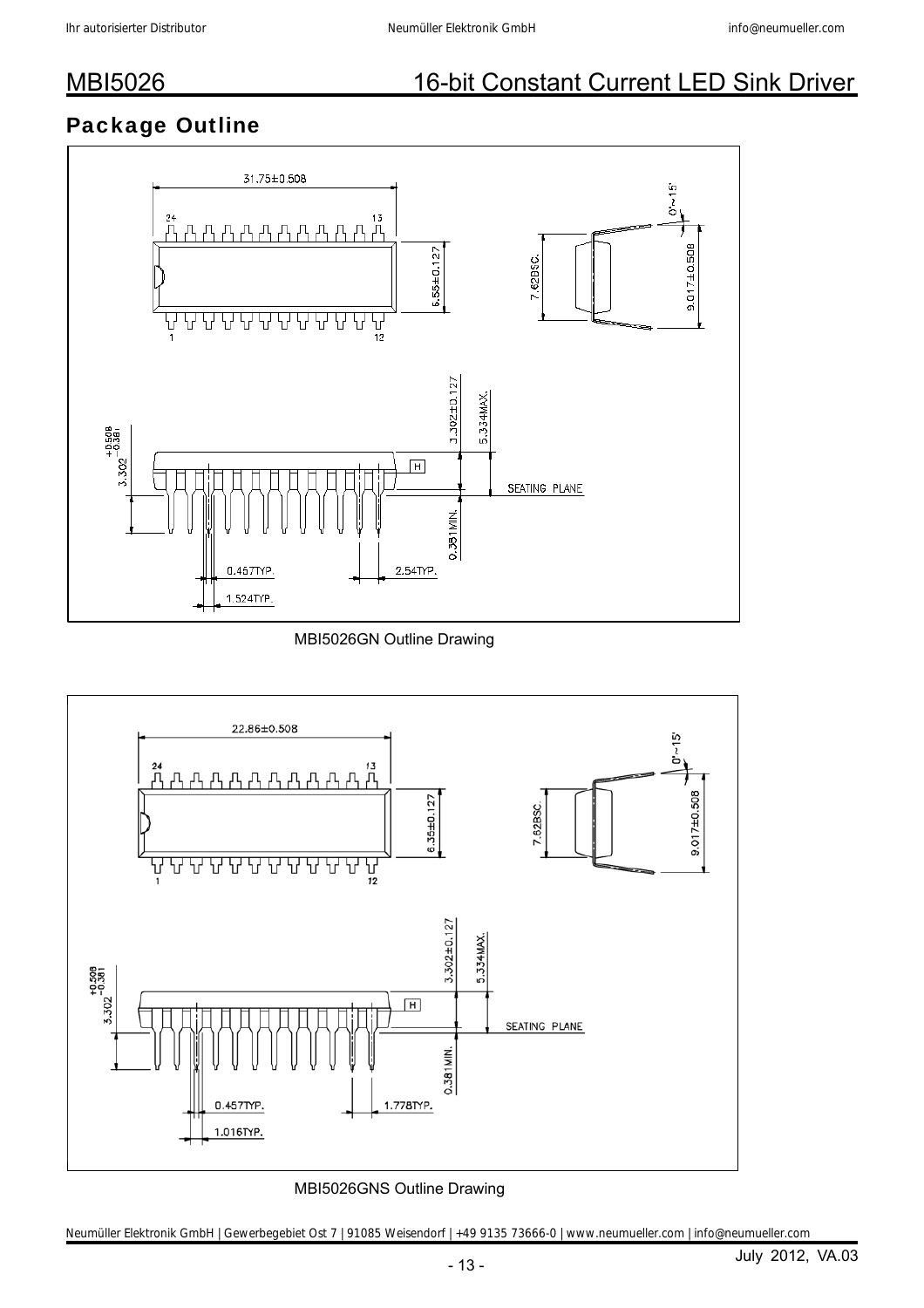# MBI5026 16-bit Constant Current LED Sink Driver

## Package Outline

MBI5026GN Outline Drawing

MBI5026GNS Outline Drawing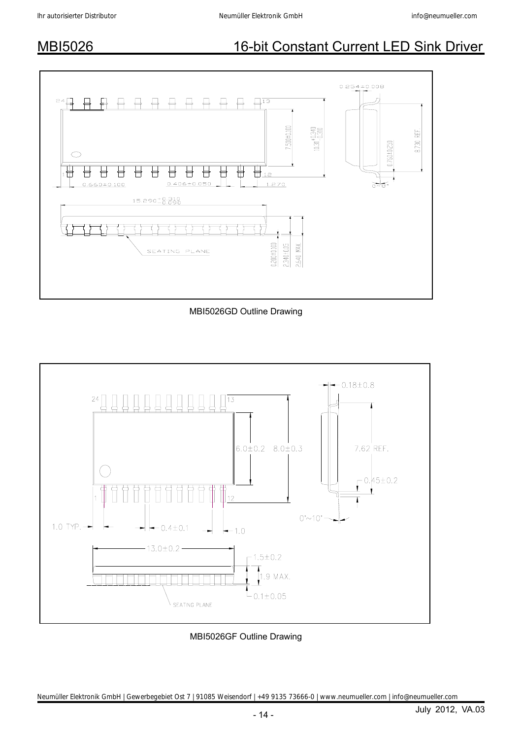MBI5026GD Outline Drawing

MBI5026GF Outline Drawing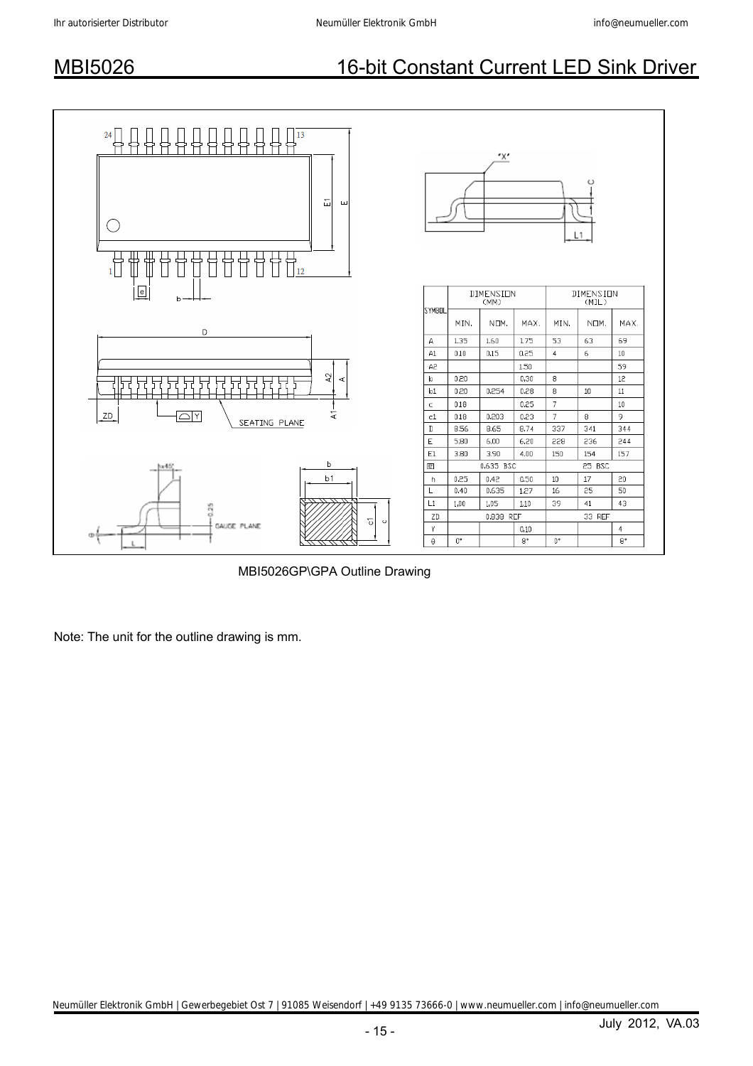| SYMBOL | DIMENSION (MM) | | | DIMENSION (MIL) | | |
|---|---|---|---|---|---|---|
| | MIN. | NOM. | MAX. | MIN. | NOM. | MAX. |
| A | 1.35 | 1.60 | 1.75 | 53 | 63 | 69 |
| A1 | 0.10 | 0.15 | 0.25 | 4 | 6 | 10 |
| A2 | | | 1.50 | | | 59 |
| b | 0.20 | | 0.30 | 8 | | 12 |
| b1 | 0.20 | 0.254 | 0.28 | 8 | 10 | 11 |
| c | 0.18 | | 0.25 | 7 | | 10 |
| c1 | 0.18 | 0.203 | 0.23 | 7 | 8 | 9 |
| D | 8.56 | 8.65 | 8.74 | 337 | 341 | 344 |
| E | 5.80 | 6.00 | 6.20 | 228 | 236 | 244 |
| E1 | 3.80 | 3.90 | 4.00 | 150 | 154 | 157 |
| e | | 0.635 BSC | | | 25 BSC | |
| h | 0.25 | 0.42 | 0.50 | 10 | 17 | 20 |
| L | 0.40 | 0.635 | 1.27 | 16 | 25 | 50 |
| L1 | 1.00 | 1.05 | 1.10 | 39 | 41 | 43 |
| ZD | | 0.838 REF | | | 33 REF | |
| Y | | | 0.10 | | | 4 |
| θ | 0° | | 8° | 0° | | 8° |

MBI5026GP\GPA Outline Drawing

Note: The unit for the outline drawing is mm.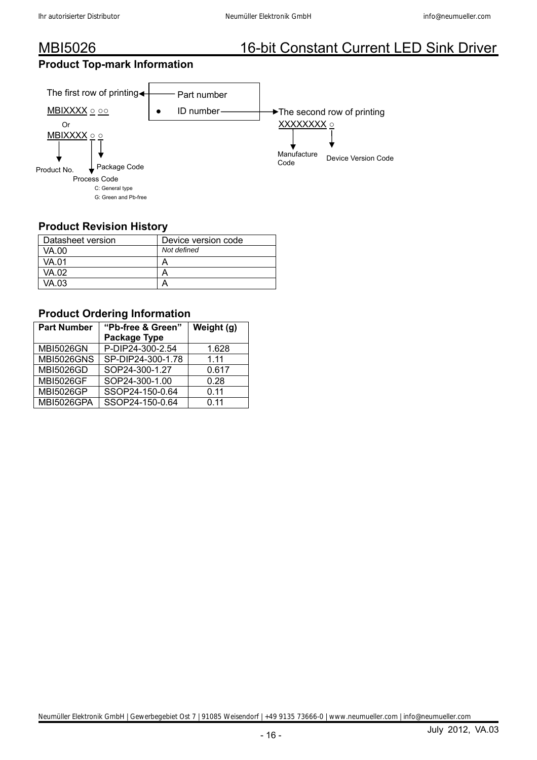## MBI5026 16-bit Constant Current LED Sink Driver

### Product Top-mark Information

The first row of printing ← Part number

MBIXXXX ○ ○○

Or

MBIXXXX ○ ○

- Product No.
- Process Code
  - C: General type
  - G: Green and Pb-free
- Package Code

● ID number → The second row of printing

XXXXXXXX ○

- Manufacture Code
- Device Version Code

### Product Revision History

| Datasheet version | Device version code |
|---|---|
| VA.00 | *Not defined* |
| VA.01 | A |
| VA.02 | A |
| VA.03 | A |

### Product Ordering Information

| Part Number | "Pb-free & Green" Package Type | Weight (g) |
|---|---|---|
| MBI5026GN | P-DIP24-300-2.54 | 1.628 |
| MBI5026GNS | SP-DIP24-300-1.78 | 1.11 |
| MBI5026GD | SOP24-300-1.27 | 0.617 |
| MBI5026GF | SOP24-300-1.00 | 0.28 |
| MBI5026GP | SSOP24-150-0.64 | 0.11 |
| MBI5026GPA | SSOP24-150-0.64 | 0.11 |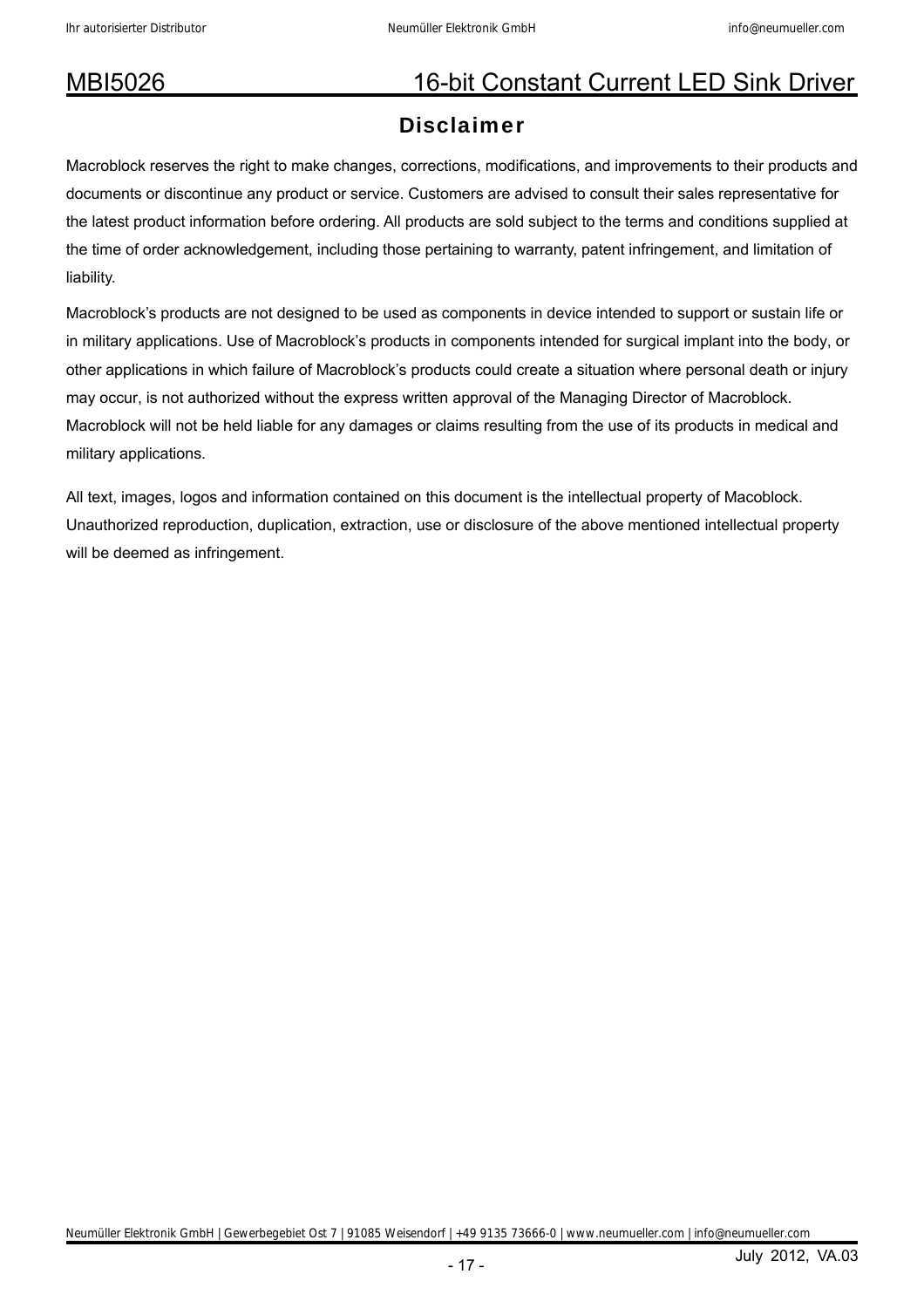## Disclaimer

Macroblock reserves the right to make changes, corrections, modifications, and improvements to their products and documents or discontinue any product or service. Customers are advised to consult their sales representative for the latest product information before ordering. All products are sold subject to the terms and conditions supplied at the time of order acknowledgement, including those pertaining to warranty, patent infringement, and limitation of liability.

Macroblock's products are not designed to be used as components in device intended to support or sustain life or in military applications. Use of Macroblock's products in components intended for surgical implant into the body, or other applications in which failure of Macroblock's products could create a situation where personal death or injury may occur, is not authorized without the express written approval of the Managing Director of Macroblock. Macroblock will not be held liable for any damages or claims resulting from the use of its products in medical and military applications.

All text, images, logos and information contained on this document is the intellectual property of Macoblock. Unauthorized reproduction, duplication, extraction, use or disclosure of the above mentioned intellectual property will be deemed as infringement.